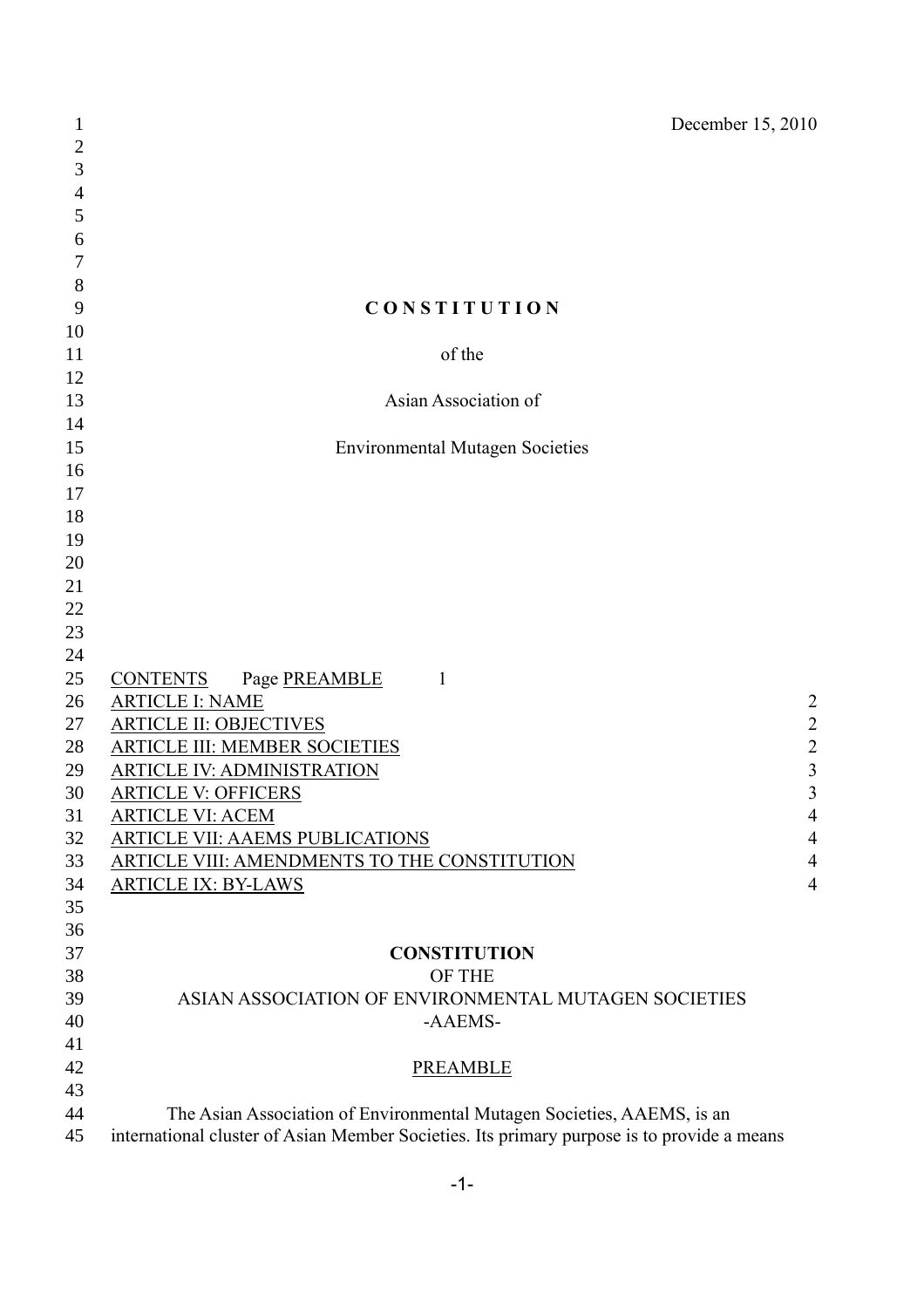December 15, 2010

# CONSTITUTION

of the

Asian Association of

Environmental Mutagen Societies

| CONTENTS | Page |
|---|---|
| PREAMBLE | 1 |
| ARTICLE I: NAME | 2 |
| ARTICLE II: OBJECTIVES | 2 |
| ARTICLE III: MEMBER SOCIETIES | 2 |
| ARTICLE IV: ADMINISTRATION | 3 |
| ARTICLE V: OFFICERS | 3 |
| ARTICLE VI: ACEM | 4 |
| ARTICLE VII: AAEMS PUBLICATIONS | 4 |
| ARTICLE VIII: AMENDMENTS TO THE CONSTITUTION | 4 |
| ARTICLE IX: BY-LAWS | 4 |

# CONSTITUTION
## OF THE
## ASIAN ASSOCIATION OF ENVIRONMENTAL MUTAGEN SOCIETIES
## -AAEMS-

## PREAMBLE

The Asian Association of Environmental Mutagen Societies, AAEMS, is an international cluster of Asian Member Societies. Its primary purpose is to provide a means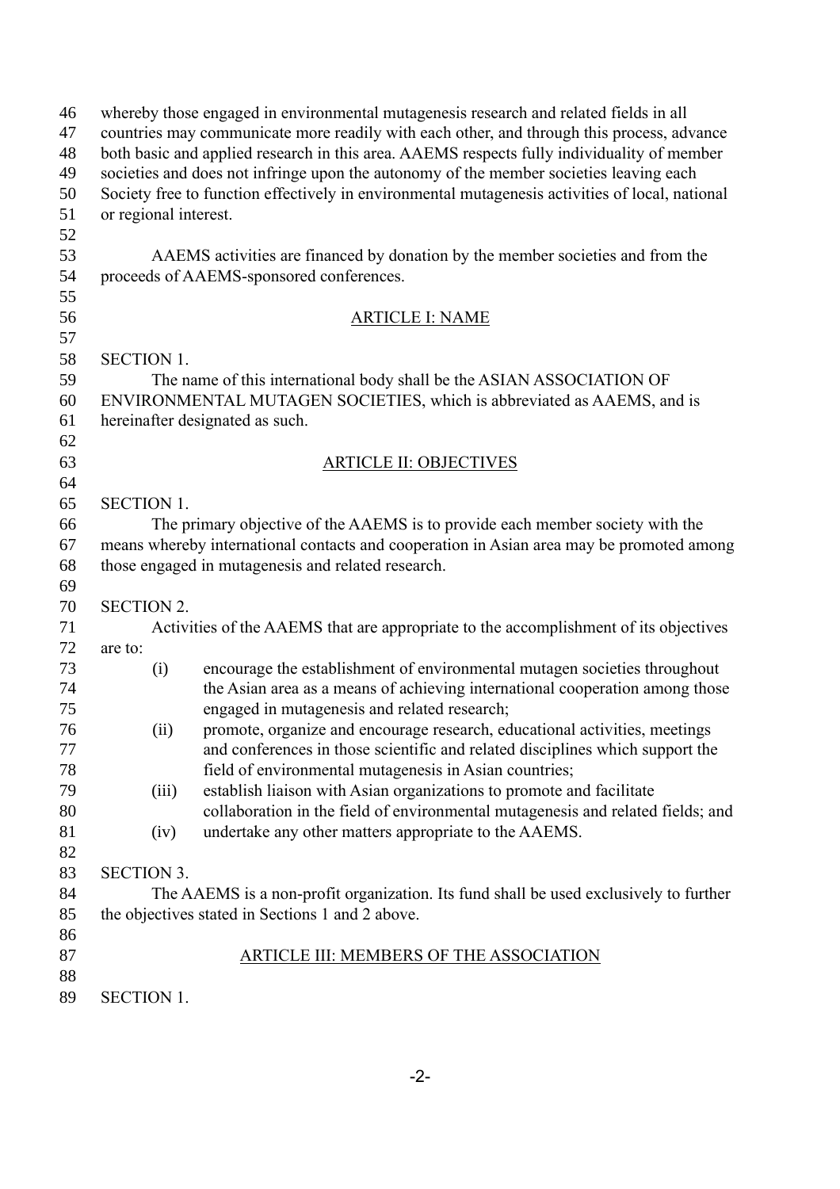whereby those engaged in environmental mutagenesis research and related fields in all countries may communicate more readily with each other, and through this process, advance both basic and applied research in this area. AAEMS respects fully individuality of member societies and does not infringe upon the autonomy of the member societies leaving each Society free to function effectively in environmental mutagenesis activities of local, national or regional interest.

AAEMS activities are financed by donation by the member societies and from the proceeds of AAEMS-sponsored conferences.

## ARTICLE I: NAME

SECTION 1.

The name of this international body shall be the ASIAN ASSOCIATION OF ENVIRONMENTAL MUTAGEN SOCIETIES, which is abbreviated as AAEMS, and is hereinafter designated as such.

## ARTICLE II: OBJECTIVES

SECTION 1.

The primary objective of the AAEMS is to provide each member society with the means whereby international contacts and cooperation in Asian area may be promoted among those engaged in mutagenesis and related research.

SECTION 2.

Activities of the AAEMS that are appropriate to the accomplishment of its objectives are to:

(i) encourage the establishment of environmental mutagen societies throughout the Asian area as a means of achieving international cooperation among those engaged in mutagenesis and related research;

(ii) promote, organize and encourage research, educational activities, meetings and conferences in those scientific and related disciplines which support the field of environmental mutagenesis in Asian countries;

(iii) establish liaison with Asian organizations to promote and facilitate collaboration in the field of environmental mutagenesis and related fields; and

(iv) undertake any other matters appropriate to the AAEMS.

SECTION 3.

The AAEMS is a non-profit organization. Its fund shall be used exclusively to further the objectives stated in Sections 1 and 2 above.

## ARTICLE III: MEMBERS OF THE ASSOCIATION

SECTION 1.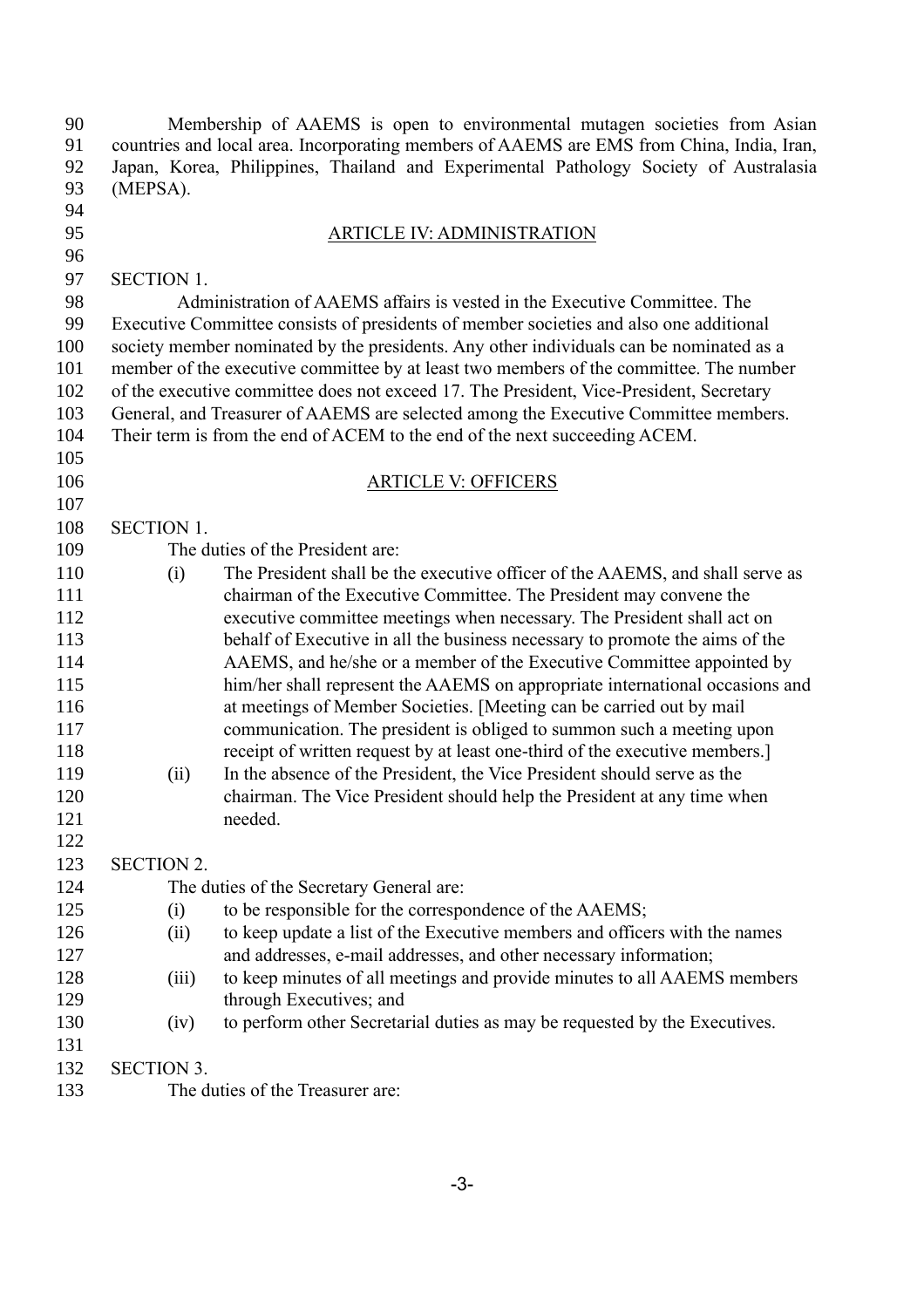Membership of AAEMS is open to environmental mutagen societies from Asian countries and local area. Incorporating members of AAEMS are EMS from China, India, Iran, Japan, Korea, Philippines, Thailand and Experimental Pathology Society of Australasia (MEPSA).

## ARTICLE IV: ADMINISTRATION

SECTION 1.

Administration of AAEMS affairs is vested in the Executive Committee. The Executive Committee consists of presidents of member societies and also one additional society member nominated by the presidents. Any other individuals can be nominated as a member of the executive committee by at least two members of the committee. The number of the executive committee does not exceed 17. The President, Vice-President, Secretary General, and Treasurer of AAEMS are selected among the Executive Committee members. Their term is from the end of ACEM to the end of the next succeeding ACEM.

## ARTICLE V: OFFICERS

SECTION 1.

The duties of the President are:

(i) The President shall be the executive officer of the AAEMS, and shall serve as chairman of the Executive Committee. The President may convene the executive committee meetings when necessary. The President shall act on behalf of Executive in all the business necessary to promote the aims of the AAEMS, and he/she or a member of the Executive Committee appointed by him/her shall represent the AAEMS on appropriate international occasions and at meetings of Member Societies. [Meeting can be carried out by mail communication. The president is obliged to summon such a meeting upon receipt of written request by at least one-third of the executive members.]

(ii) In the absence of the President, the Vice President should serve as the chairman. The Vice President should help the President at any time when needed.

SECTION 2.

The duties of the Secretary General are:

(i) to be responsible for the correspondence of the AAEMS;

(ii) to keep update a list of the Executive members and officers with the names and addresses, e-mail addresses, and other necessary information;

(iii) to keep minutes of all meetings and provide minutes to all AAEMS members through Executives; and

(iv) to perform other Secretarial duties as may be requested by the Executives.

SECTION 3.

The duties of the Treasurer are: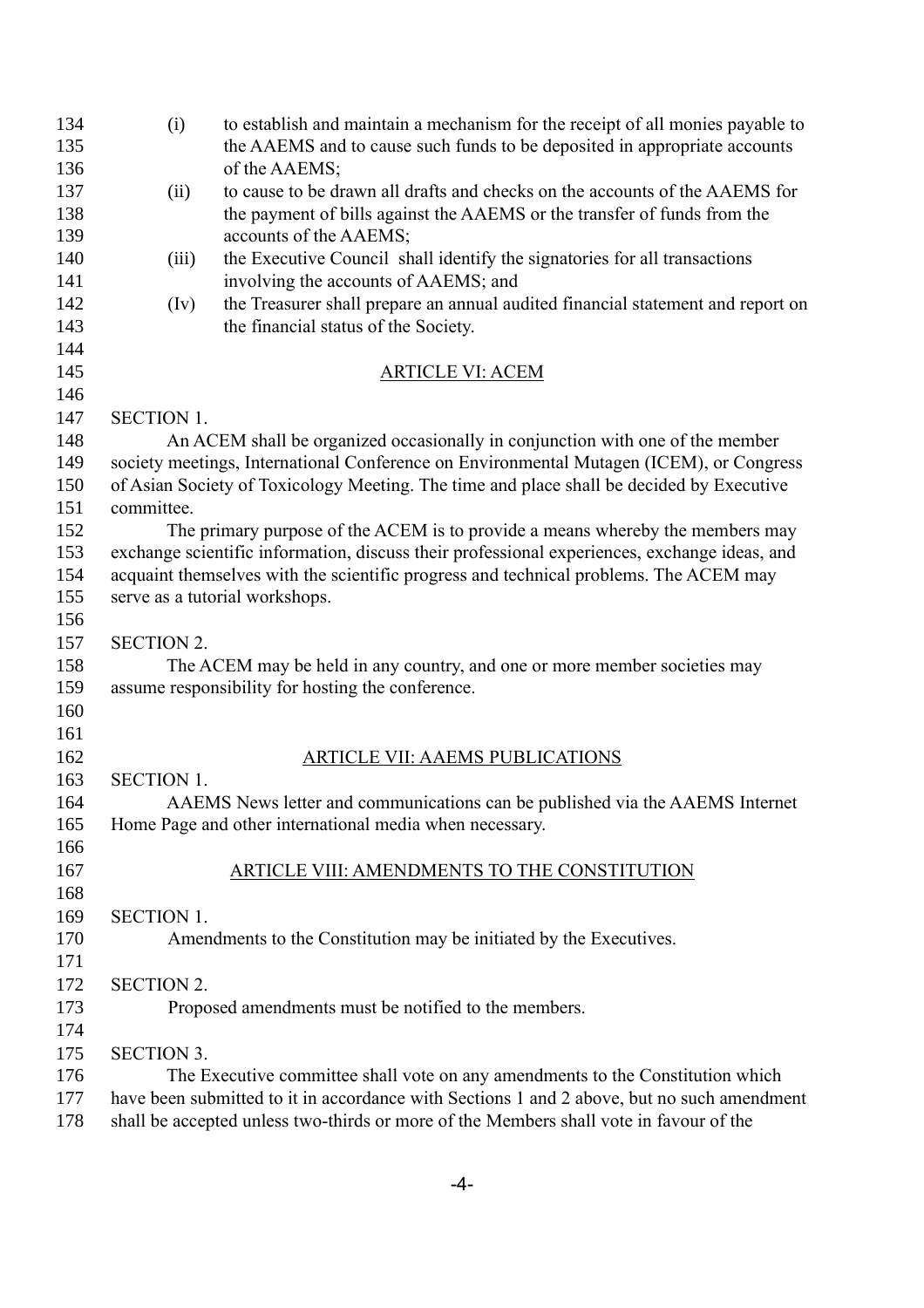(i) to establish and maintain a mechanism for the receipt of all monies payable to the AAEMS and to cause such funds to be deposited in appropriate accounts of the AAEMS;

(ii) to cause to be drawn all drafts and checks on the accounts of the AAEMS for the payment of bills against the AAEMS or the transfer of funds from the accounts of the AAEMS;

(iii) the Executive Council shall identify the signatories for all transactions involving the accounts of AAEMS; and

(Iv) the Treasurer shall prepare an annual audited financial statement and report on the financial status of the Society.

## ARTICLE VI: ACEM

SECTION 1.

An ACEM shall be organized occasionally in conjunction with one of the member society meetings, International Conference on Environmental Mutagen (ICEM), or Congress of Asian Society of Toxicology Meeting. The time and place shall be decided by Executive committee.

The primary purpose of the ACEM is to provide a means whereby the members may exchange scientific information, discuss their professional experiences, exchange ideas, and acquaint themselves with the scientific progress and technical problems. The ACEM may serve as a tutorial workshops.

SECTION 2.

The ACEM may be held in any country, and one or more member societies may assume responsibility for hosting the conference.

## ARTICLE VII: AAEMS PUBLICATIONS

SECTION 1.

AAEMS News letter and communications can be published via the AAEMS Internet Home Page and other international media when necessary.

## ARTICLE VIII: AMENDMENTS TO THE CONSTITUTION

SECTION 1.

Amendments to the Constitution may be initiated by the Executives.

SECTION 2.

Proposed amendments must be notified to the members.

SECTION 3.

The Executive committee shall vote on any amendments to the Constitution which have been submitted to it in accordance with Sections 1 and 2 above, but no such amendment shall be accepted unless two-thirds or more of the Members shall vote in favour of the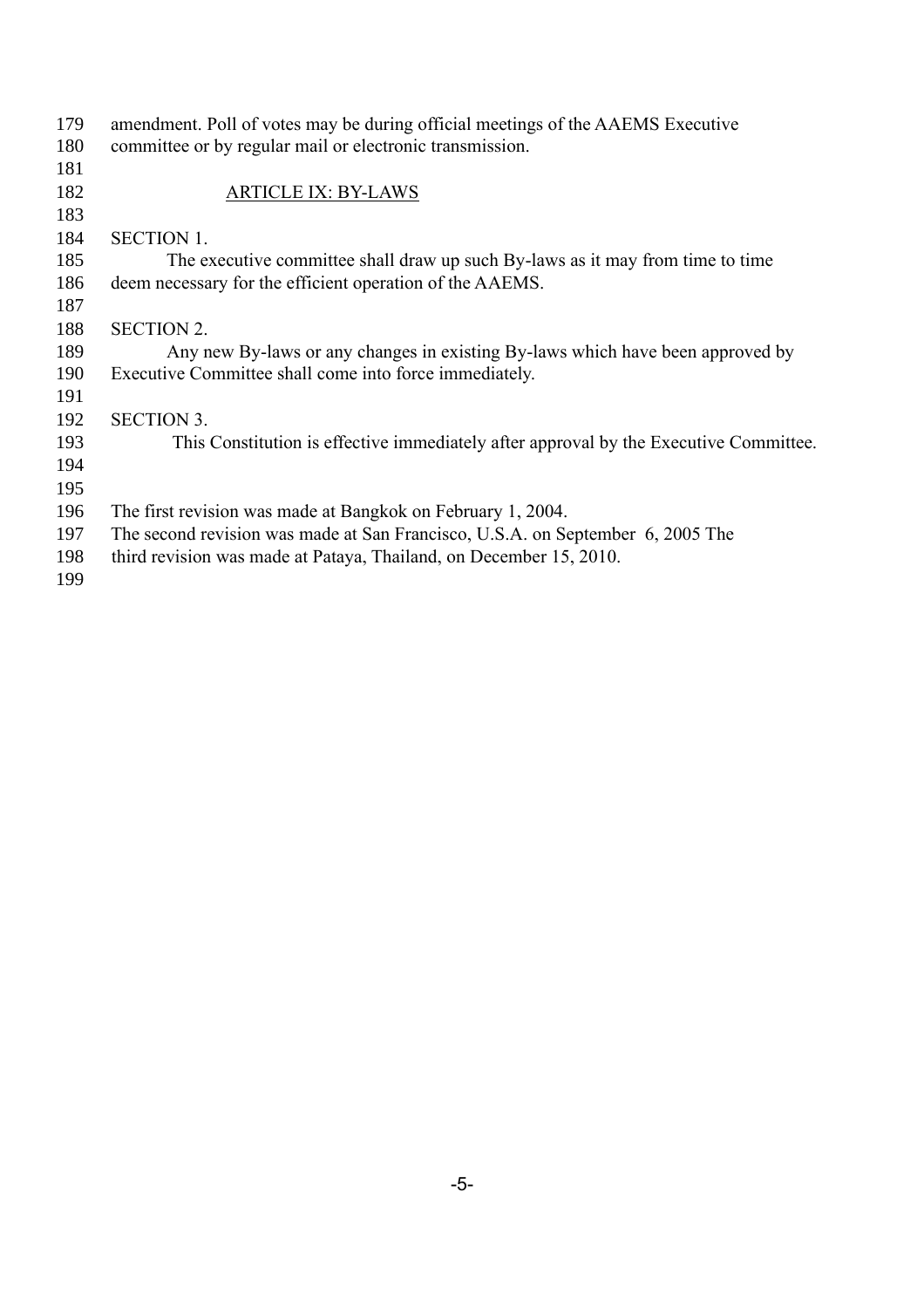amendment. Poll of votes may be during official meetings of the AAEMS Executive committee or by regular mail or electronic transmission.

## ARTICLE IX: BY-LAWS

SECTION 1.

The executive committee shall draw up such By-laws as it may from time to time deem necessary for the efficient operation of the AAEMS.

SECTION 2.

Any new By-laws or any changes in existing By-laws which have been approved by Executive Committee shall come into force immediately.

SECTION 3.

This Constitution is effective immediately after approval by the Executive Committee.

The first revision was made at Bangkok on February 1, 2004.
The second revision was made at San Francisco, U.S.A. on September 6, 2005 The third revision was made at Pataya, Thailand, on December 15, 2010.